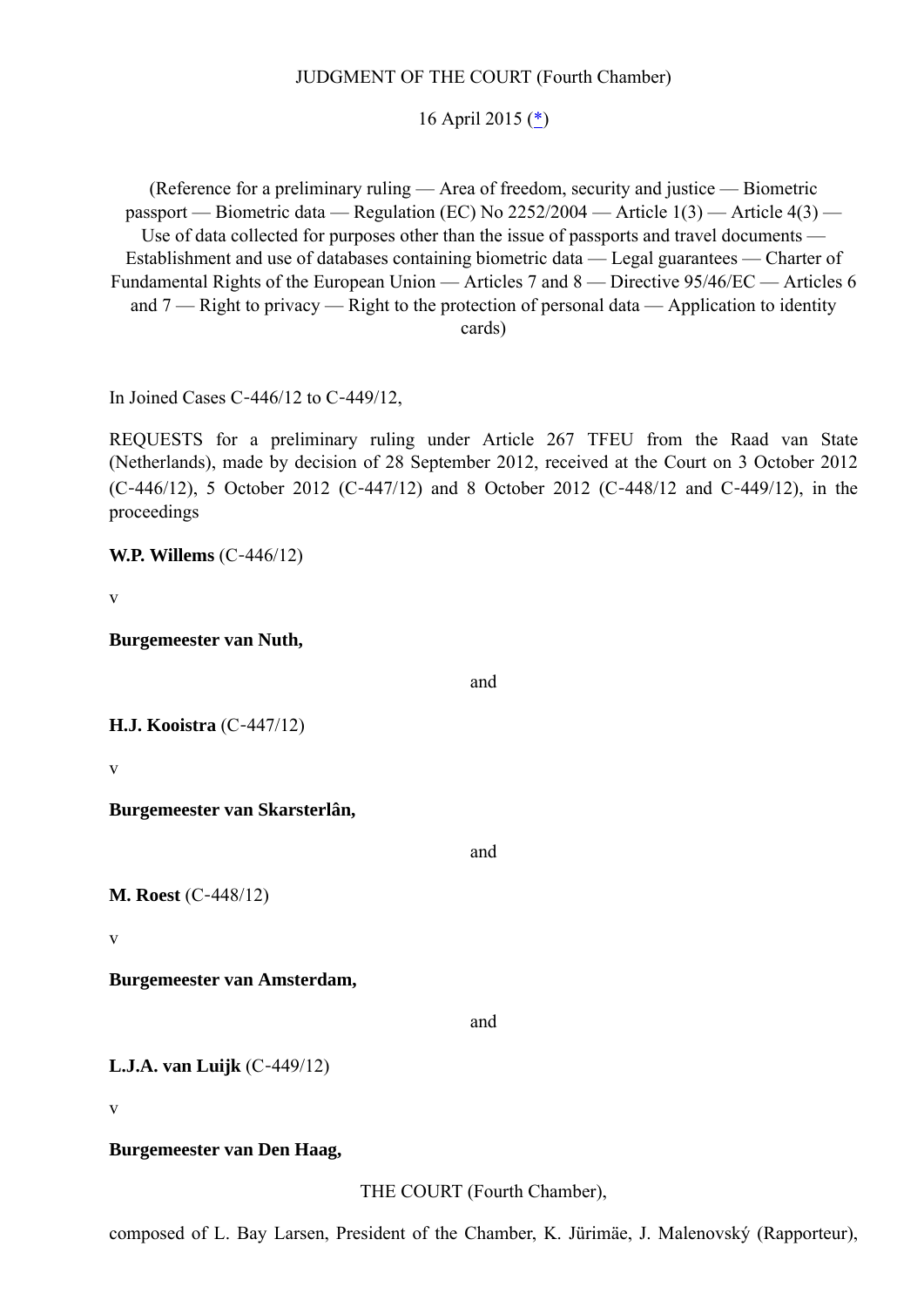JUDGMENT OF THE COURT (Fourth Chamber)

16 April 2015 ([*](#))

(Reference for a preliminary ruling — Area of freedom, security and justice — Biometric passport — Biometric data — Regulation (EC) No 2252/2004 — Article 1(3) — Article 4(3) — Use of data collected for purposes other than the issue of passports and travel documents — Establishment and use of databases containing biometric data — Legal guarantees — Charter of Fundamental Rights of the European Union — Articles 7 and 8 — Directive 95/46/EC — Articles 6 and 7 — Right to privacy — Right to the protection of personal data — Application to identity cards)

In Joined Cases C‑446/12 to C‑449/12,

REQUESTS for a preliminary ruling under Article 267 TFEU from the Raad van State (Netherlands), made by decision of 28 September 2012, received at the Court on 3 October 2012 (C‑446/12), 5 October 2012 (C‑447/12) and 8 October 2012 (C‑448/12 and C‑449/12), in the proceedings

**W.P. Willems** (C‑446/12)

v

**Burgemeester van Nuth,**

and

**H.J. Kooistra** (C‑447/12)

v

**Burgemeester van Skarsterlân,**

and

**M. Roest** (C‑448/12)

v

**Burgemeester van Amsterdam,**

and

**L.J.A. van Luijk** (C‑449/12)

v

**Burgemeester van Den Haag,**

THE COURT (Fourth Chamber),

composed of L. Bay Larsen, President of the Chamber, K. Jürimäe, J. Malenovský (Rapporteur),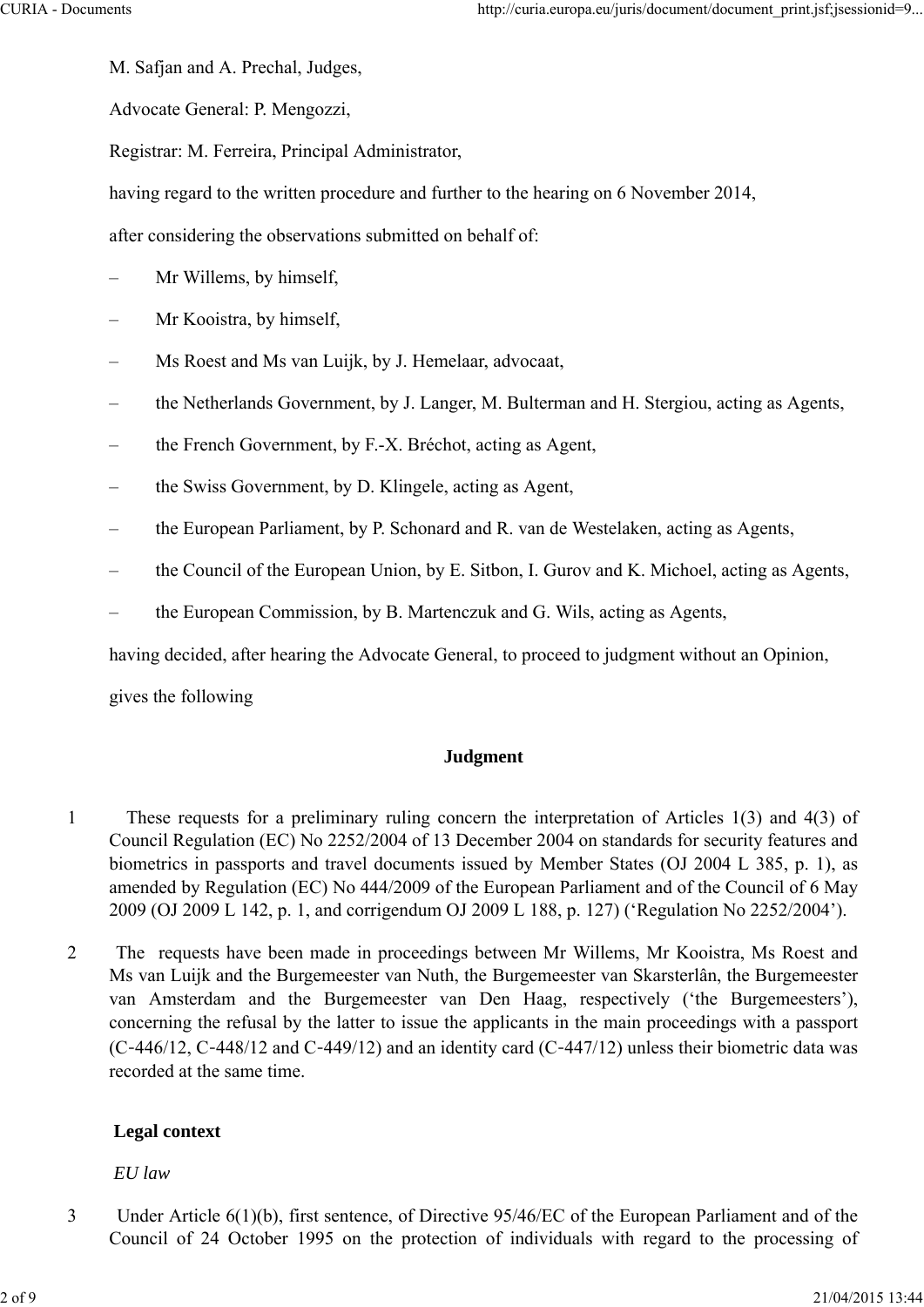M. Safjan and A. Prechal, Judges,

Advocate General: P. Mengozzi,

Registrar: M. Ferreira, Principal Administrator,

having regard to the written procedure and further to the hearing on 6 November 2014,

after considering the observations submitted on behalf of:

– Mr Willems, by himself,

– Mr Kooistra, by himself,

– Ms Roest and Ms van Luijk, by J. Hemelaar, advocaat,

– the Netherlands Government, by J. Langer, M. Bulterman and H. Stergiou, acting as Agents,

– the French Government, by F.-X. Bréchot, acting as Agent,

– the Swiss Government, by D. Klingele, acting as Agent,

– the European Parliament, by P. Schonard and R. van de Westelaken, acting as Agents,

– the Council of the European Union, by E. Sitbon, I. Gurov and K. Michoel, acting as Agents,

– the European Commission, by B. Martenczuk and G. Wils, acting as Agents,

having decided, after hearing the Advocate General, to proceed to judgment without an Opinion,

gives the following

## Judgment

1 These requests for a preliminary ruling concern the interpretation of Articles 1(3) and 4(3) of Council Regulation (EC) No 2252/2004 of 13 December 2004 on standards for security features and biometrics in passports and travel documents issued by Member States (OJ 2004 L 385, p. 1), as amended by Regulation (EC) No 444/2009 of the European Parliament and of the Council of 6 May 2009 (OJ 2009 L 142, p. 1, and corrigendum OJ 2009 L 188, p. 127) ('Regulation No 2252/2004').

2 The requests have been made in proceedings between Mr Willems, Mr Kooistra, Ms Roest and Ms van Luijk and the Burgemeester van Nuth, the Burgemeester van Skarsterlân, the Burgemeester van Amsterdam and the Burgemeester van Den Haag, respectively ('the Burgemeesters'), concerning the refusal by the latter to issue the applicants in the main proceedings with a passport (C‑446/12, C‑448/12 and C‑449/12) and an identity card (C‑447/12) unless their biometric data was recorded at the same time.

### Legal context

*EU law*

3 Under Article 6(1)(b), first sentence, of Directive 95/46/EC of the European Parliament and of the Council of 24 October 1995 on the protection of individuals with regard to the processing of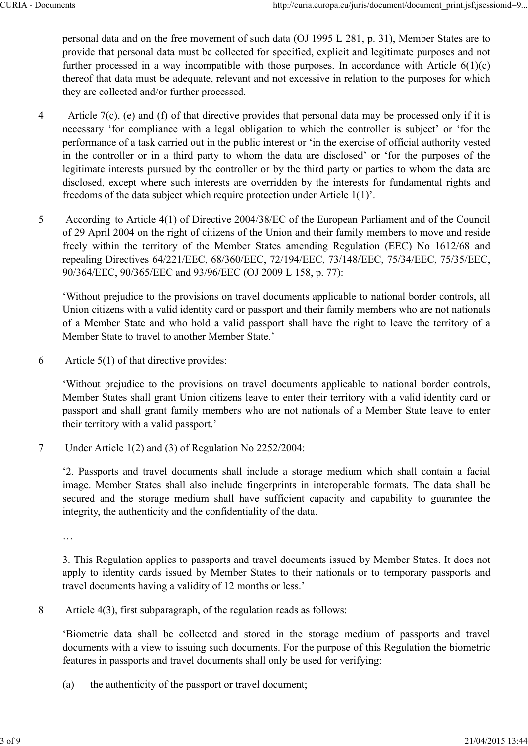personal data and on the free movement of such data (OJ 1995 L 281, p. 31), Member States are to provide that personal data must be collected for specified, explicit and legitimate purposes and not further processed in a way incompatible with those purposes. In accordance with Article 6(1)(c) thereof that data must be adequate, relevant and not excessive in relation to the purposes for which they are collected and/or further processed.

4 Article 7(c), (e) and (f) of that directive provides that personal data may be processed only if it is necessary 'for compliance with a legal obligation to which the controller is subject' or 'for the performance of a task carried out in the public interest or 'in the exercise of official authority vested in the controller or in a third party to whom the data are disclosed' or 'for the purposes of the legitimate interests pursued by the controller or by the third party or parties to whom the data are disclosed, except where such interests are overridden by the interests for fundamental rights and freedoms of the data subject which require protection under Article 1(1)'.

5 According to Article 4(1) of Directive 2004/38/EC of the European Parliament and of the Council of 29 April 2004 on the right of citizens of the Union and their family members to move and reside freely within the territory of the Member States amending Regulation (EEC) No 1612/68 and repealing Directives 64/221/EEC, 68/360/EEC, 72/194/EEC, 73/148/EEC, 75/34/EEC, 75/35/EEC, 90/364/EEC, 90/365/EEC and 93/96/EEC (OJ 2009 L 158, p. 77):

'Without prejudice to the provisions on travel documents applicable to national border controls, all Union citizens with a valid identity card or passport and their family members who are not nationals of a Member State and who hold a valid passport shall have the right to leave the territory of a Member State to travel to another Member State.'

6 Article 5(1) of that directive provides:

'Without prejudice to the provisions on travel documents applicable to national border controls, Member States shall grant Union citizens leave to enter their territory with a valid identity card or passport and shall grant family members who are not nationals of a Member State leave to enter their territory with a valid passport.'

7 Under Article 1(2) and (3) of Regulation No 2252/2004:

'2. Passports and travel documents shall include a storage medium which shall contain a facial image. Member States shall also include fingerprints in interoperable formats. The data shall be secured and the storage medium shall have sufficient capacity and capability to guarantee the integrity, the authenticity and the confidentiality of the data.

…

3. This Regulation applies to passports and travel documents issued by Member States. It does not apply to identity cards issued by Member States to their nationals or to temporary passports and travel documents having a validity of 12 months or less.'

8 Article 4(3), first subparagraph, of the regulation reads as follows:

'Biometric data shall be collected and stored in the storage medium of passports and travel documents with a view to issuing such documents. For the purpose of this Regulation the biometric features in passports and travel documents shall only be used for verifying:

(a) the authenticity of the passport or travel document;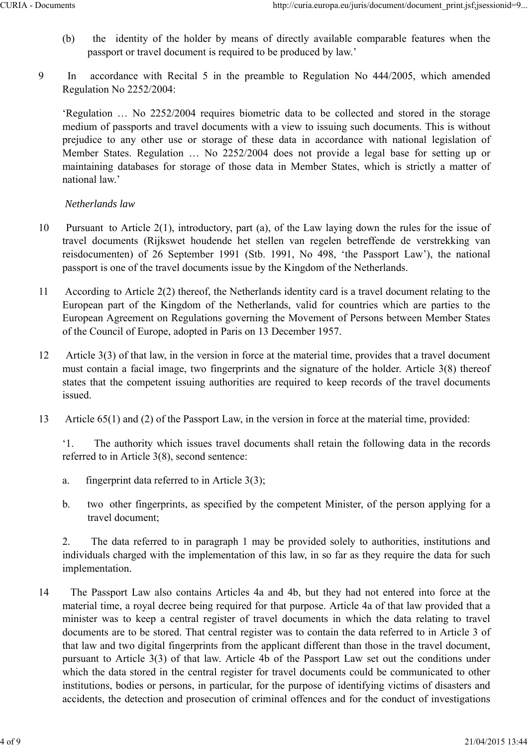(b) the identity of the holder by means of directly available comparable features when the passport or travel document is required to be produced by law.'

9 In accordance with Recital 5 in the preamble to Regulation No 444/2005, which amended Regulation No 2252/2004:

'Regulation … No 2252/2004 requires biometric data to be collected and stored in the storage medium of passports and travel documents with a view to issuing such documents. This is without prejudice to any other use or storage of these data in accordance with national legislation of Member States. Regulation … No 2252/2004 does not provide a legal base for setting up or maintaining databases for storage of those data in Member States, which is strictly a matter of national law.'

*Netherlands law*

10 Pursuant to Article 2(1), introductory, part (a), of the Law laying down the rules for the issue of travel documents (Rijkswet houdende het stellen van regelen betreffende de verstrekking van reisdocumenten) of 26 September 1991 (Stb. 1991, No 498, 'the Passport Law'), the national passport is one of the travel documents issue by the Kingdom of the Netherlands.

11 According to Article 2(2) thereof, the Netherlands identity card is a travel document relating to the European part of the Kingdom of the Netherlands, valid for countries which are parties to the European Agreement on Regulations governing the Movement of Persons between Member States of the Council of Europe, adopted in Paris on 13 December 1957.

12 Article 3(3) of that law, in the version in force at the material time, provides that a travel document must contain a facial image, two fingerprints and the signature of the holder. Article 3(8) thereof states that the competent issuing authorities are required to keep records of the travel documents issued.

13 Article 65(1) and (2) of the Passport Law, in the version in force at the material time, provided:

'1. The authority which issues travel documents shall retain the following data in the records referred to in Article 3(8), second sentence:

a. fingerprint data referred to in Article 3(3);

b. two other fingerprints, as specified by the competent Minister, of the person applying for a travel document;

2. The data referred to in paragraph 1 may be provided solely to authorities, institutions and individuals charged with the implementation of this law, in so far as they require the data for such implementation.

14 The Passport Law also contains Articles 4a and 4b, but they had not entered into force at the material time, a royal decree being required for that purpose. Article 4a of that law provided that a minister was to keep a central register of travel documents in which the data relating to travel documents are to be stored. That central register was to contain the data referred to in Article 3 of that law and two digital fingerprints from the applicant different than those in the travel document, pursuant to Article 3(3) of that law. Article 4b of the Passport Law set out the conditions under which the data stored in the central register for travel documents could be communicated to other institutions, bodies or persons, in particular, for the purpose of identifying victims of disasters and accidents, the detection and prosecution of criminal offences and for the conduct of investigations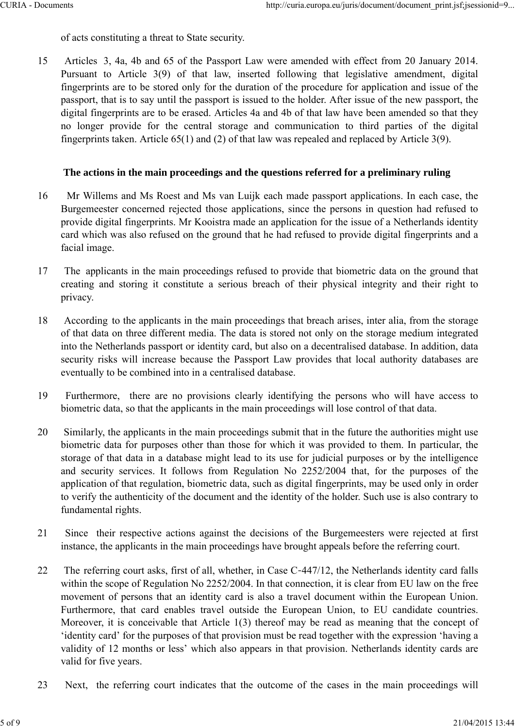of acts constituting a threat to State security.

15 Articles 3, 4a, 4b and 65 of the Passport Law were amended with effect from 20 January 2014. Pursuant to Article 3(9) of that law, inserted following that legislative amendment, digital fingerprints are to be stored only for the duration of the procedure for application and issue of the passport, that is to say until the passport is issued to the holder. After issue of the new passport, the digital fingerprints are to be erased. Articles 4a and 4b of that law have been amended so that they no longer provide for the central storage and communication to third parties of the digital fingerprints taken. Article 65(1) and (2) of that law was repealed and replaced by Article 3(9).

**The actions in the main proceedings and the questions referred for a preliminary ruling**

16 Mr Willems and Ms Roest and Ms van Luijk each made passport applications. In each case, the Burgemeester concerned rejected those applications, since the persons in question had refused to provide digital fingerprints. Mr Kooistra made an application for the issue of a Netherlands identity card which was also refused on the ground that he had refused to provide digital fingerprints and a facial image.

17 The applicants in the main proceedings refused to provide that biometric data on the ground that creating and storing it constitute a serious breach of their physical integrity and their right to privacy.

18 According to the applicants in the main proceedings that breach arises, inter alia, from the storage of that data on three different media. The data is stored not only on the storage medium integrated into the Netherlands passport or identity card, but also on a decentralised database. In addition, data security risks will increase because the Passport Law provides that local authority databases are eventually to be combined into in a centralised database.

19 Furthermore, there are no provisions clearly identifying the persons who will have access to biometric data, so that the applicants in the main proceedings will lose control of that data.

20 Similarly, the applicants in the main proceedings submit that in the future the authorities might use biometric data for purposes other than those for which it was provided to them. In particular, the storage of that data in a database might lead to its use for judicial purposes or by the intelligence and security services. It follows from Regulation No 2252/2004 that, for the purposes of the application of that regulation, biometric data, such as digital fingerprints, may be used only in order to verify the authenticity of the document and the identity of the holder. Such use is also contrary to fundamental rights.

21 Since their respective actions against the decisions of the Burgemeesters were rejected at first instance, the applicants in the main proceedings have brought appeals before the referring court.

22 The referring court asks, first of all, whether, in Case C‑447/12, the Netherlands identity card falls within the scope of Regulation No 2252/2004. In that connection, it is clear from EU law on the free movement of persons that an identity card is also a travel document within the European Union. Furthermore, that card enables travel outside the European Union, to EU candidate countries. Moreover, it is conceivable that Article 1(3) thereof may be read as meaning that the concept of ‘identity card’ for the purposes of that provision must be read together with the expression ‘having a validity of 12 months or less’ which also appears in that provision. Netherlands identity cards are valid for five years.

23 Next, the referring court indicates that the outcome of the cases in the main proceedings will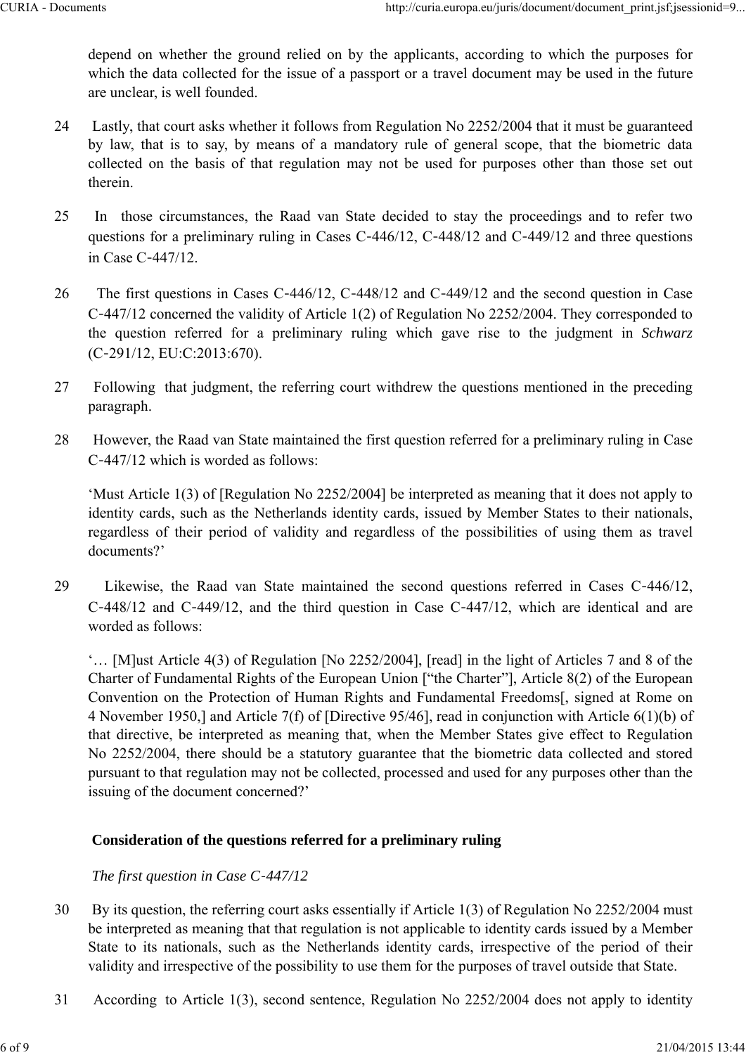depend on whether the ground relied on by the applicants, according to which the purposes for which the data collected for the issue of a passport or a travel document may be used in the future are unclear, is well founded.

24 Lastly, that court asks whether it follows from Regulation No 2252/2004 that it must be guaranteed by law, that is to say, by means of a mandatory rule of general scope, that the biometric data collected on the basis of that regulation may not be used for purposes other than those set out therein.

25 In those circumstances, the Raad van State decided to stay the proceedings and to refer two questions for a preliminary ruling in Cases C‑446/12, C‑448/12 and C‑449/12 and three questions in Case C‑447/12.

26 The first questions in Cases C‑446/12, C‑448/12 and C‑449/12 and the second question in Case C‑447/12 concerned the validity of Article 1(2) of Regulation No 2252/2004. They corresponded to the question referred for a preliminary ruling which gave rise to the judgment in *Schwarz* (C‑291/12, EU:C:2013:670).

27 Following that judgment, the referring court withdrew the questions mentioned in the preceding paragraph.

28 However, the Raad van State maintained the first question referred for a preliminary ruling in Case C‑447/12 which is worded as follows:

'Must Article 1(3) of [Regulation No 2252/2004] be interpreted as meaning that it does not apply to identity cards, such as the Netherlands identity cards, issued by Member States to their nationals, regardless of their period of validity and regardless of the possibilities of using them as travel documents?'

29 Likewise, the Raad van State maintained the second questions referred in Cases C‑446/12, C‑448/12 and C‑449/12, and the third question in Case C‑447/12, which are identical and are worded as follows:

'… [M]ust Article 4(3) of Regulation [No 2252/2004], [read] in the light of Articles 7 and 8 of the Charter of Fundamental Rights of the European Union ["the Charter"], Article 8(2) of the European Convention on the Protection of Human Rights and Fundamental Freedoms[, signed at Rome on 4 November 1950,] and Article 7(f) of [Directive 95/46], read in conjunction with Article 6(1)(b) of that directive, be interpreted as meaning that, when the Member States give effect to Regulation No 2252/2004, there should be a statutory guarantee that the biometric data collected and stored pursuant to that regulation may not be collected, processed and used for any purposes other than the issuing of the document concerned?'

## Consideration of the questions referred for a preliminary ruling

*The first question in Case C‑447/12*

30 By its question, the referring court asks essentially if Article 1(3) of Regulation No 2252/2004 must be interpreted as meaning that that regulation is not applicable to identity cards issued by a Member State to its nationals, such as the Netherlands identity cards, irrespective of the period of their validity and irrespective of the possibility to use them for the purposes of travel outside that State.

31 According to Article 1(3), second sentence, Regulation No 2252/2004 does not apply to identity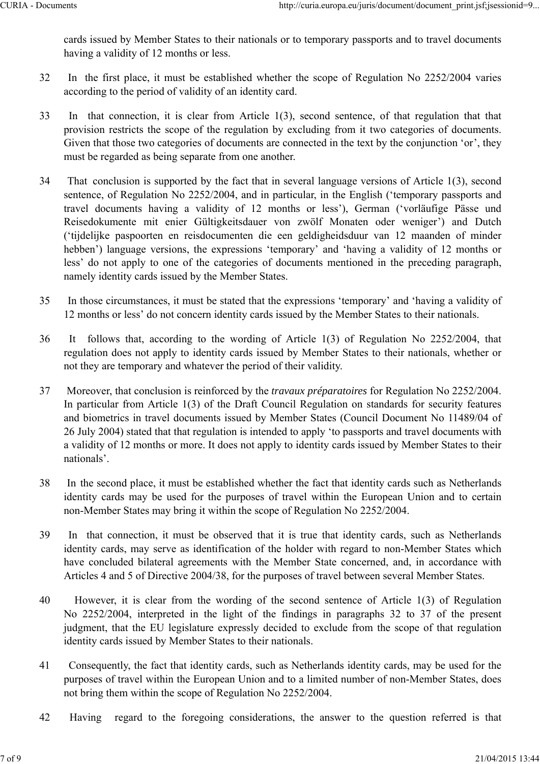cards issued by Member States to their nationals or to temporary passports and to travel documents having a validity of 12 months or less.

32 In the first place, it must be established whether the scope of Regulation No 2252/2004 varies according to the period of validity of an identity card.

33 In that connection, it is clear from Article 1(3), second sentence, of that regulation that that provision restricts the scope of the regulation by excluding from it two categories of documents. Given that those two categories of documents are connected in the text by the conjunction 'or', they must be regarded as being separate from one another.

34 That conclusion is supported by the fact that in several language versions of Article 1(3), second sentence, of Regulation No 2252/2004, and in particular, in the English ('temporary passports and travel documents having a validity of 12 months or less'), German ('vorläufige Pässe und Reisedokumente mit enier Gültigkeitsdauer von zwölf Monaten oder weniger') and Dutch ('tijdelijke paspoorten en reisdocumenten die een geldigheidsduur van 12 maanden of minder hebben') language versions, the expressions 'temporary' and 'having a validity of 12 months or less' do not apply to one of the categories of documents mentioned in the preceding paragraph, namely identity cards issued by the Member States.

35 In those circumstances, it must be stated that the expressions 'temporary' and 'having a validity of 12 months or less' do not concern identity cards issued by the Member States to their nationals.

36 It follows that, according to the wording of Article 1(3) of Regulation No 2252/2004, that regulation does not apply to identity cards issued by Member States to their nationals, whether or not they are temporary and whatever the period of their validity.

37 Moreover, that conclusion is reinforced by the *travaux préparatoires* for Regulation No 2252/2004. In particular from Article 1(3) of the Draft Council Regulation on standards for security features and biometrics in travel documents issued by Member States (Council Document No 11489/04 of 26 July 2004) stated that that regulation is intended to apply 'to passports and travel documents with a validity of 12 months or more. It does not apply to identity cards issued by Member States to their nationals'.

38 In the second place, it must be established whether the fact that identity cards such as Netherlands identity cards may be used for the purposes of travel within the European Union and to certain non-Member States may bring it within the scope of Regulation No 2252/2004.

39 In that connection, it must be observed that it is true that identity cards, such as Netherlands identity cards, may serve as identification of the holder with regard to non-Member States which have concluded bilateral agreements with the Member State concerned, and, in accordance with Articles 4 and 5 of Directive 2004/38, for the purposes of travel between several Member States.

40 However, it is clear from the wording of the second sentence of Article 1(3) of Regulation No 2252/2004, interpreted in the light of the findings in paragraphs 32 to 37 of the present judgment, that the EU legislature expressly decided to exclude from the scope of that regulation identity cards issued by Member States to their nationals.

41 Consequently, the fact that identity cards, such as Netherlands identity cards, may be used for the purposes of travel within the European Union and to a limited number of non-Member States, does not bring them within the scope of Regulation No 2252/2004.

42 Having regard to the foregoing considerations, the answer to the question referred is that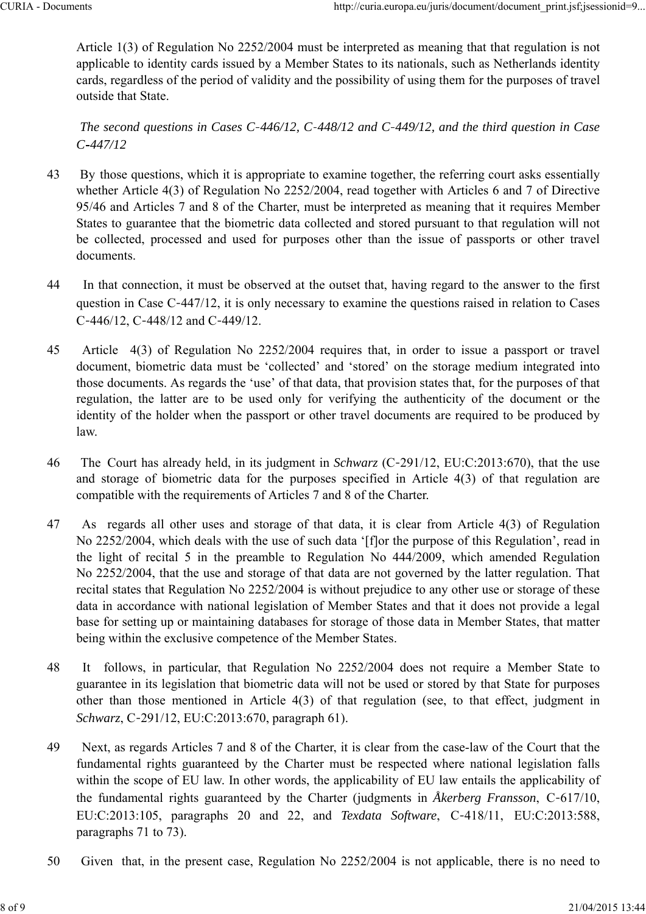Article 1(3) of Regulation No 2252/2004 must be interpreted as meaning that that regulation is not applicable to identity cards issued by a Member States to its nationals, such as Netherlands identity cards, regardless of the period of validity and the possibility of using them for the purposes of travel outside that State.

*The second questions in Cases C‑446/12, C‑448/12 and C‑449/12, and the third question in Case C‑447/12*

43 By those questions, which it is appropriate to examine together, the referring court asks essentially whether Article 4(3) of Regulation No 2252/2004, read together with Articles 6 and 7 of Directive 95/46 and Articles 7 and 8 of the Charter, must be interpreted as meaning that it requires Member States to guarantee that the biometric data collected and stored pursuant to that regulation will not be collected, processed and used for purposes other than the issue of passports or other travel documents.

44 In that connection, it must be observed at the outset that, having regard to the answer to the first question in Case C‑447/12, it is only necessary to examine the questions raised in relation to Cases C‑446/12, C‑448/12 and C‑449/12.

45 Article 4(3) of Regulation No 2252/2004 requires that, in order to issue a passport or travel document, biometric data must be 'collected' and 'stored' on the storage medium integrated into those documents. As regards the 'use' of that data, that provision states that, for the purposes of that regulation, the latter are to be used only for verifying the authenticity of the document or the identity of the holder when the passport or other travel documents are required to be produced by law.

46 The Court has already held, in its judgment in *Schwarz* (C‑291/12, EU:C:2013:670), that the use and storage of biometric data for the purposes specified in Article 4(3) of that regulation are compatible with the requirements of Articles 7 and 8 of the Charter.

47 As regards all other uses and storage of that data, it is clear from Article 4(3) of Regulation No 2252/2004, which deals with the use of such data '[f]or the purpose of this Regulation', read in the light of recital 5 in the preamble to Regulation No 444/2009, which amended Regulation No 2252/2004, that the use and storage of that data are not governed by the latter regulation. That recital states that Regulation No 2252/2004 is without prejudice to any other use or storage of these data in accordance with national legislation of Member States and that it does not provide a legal base for setting up or maintaining databases for storage of those data in Member States, that matter being within the exclusive competence of the Member States.

48 It follows, in particular, that Regulation No 2252/2004 does not require a Member State to guarantee in its legislation that biometric data will not be used or stored by that State for purposes other than those mentioned in Article 4(3) of that regulation (see, to that effect, judgment in *Schwarz*, C‑291/12, EU:C:2013:670, paragraph 61).

49 Next, as regards Articles 7 and 8 of the Charter, it is clear from the case-law of the Court that the fundamental rights guaranteed by the Charter must be respected where national legislation falls within the scope of EU law. In other words, the applicability of EU law entails the applicability of the fundamental rights guaranteed by the Charter (judgments in *Åkerberg Fransson*, C‑617/10, EU:C:2013:105, paragraphs 20 and 22, and *Texdata Software*, C‑418/11, EU:C:2013:588, paragraphs 71 to 73).

50 Given that, in the present case, Regulation No 2252/2004 is not applicable, there is no need to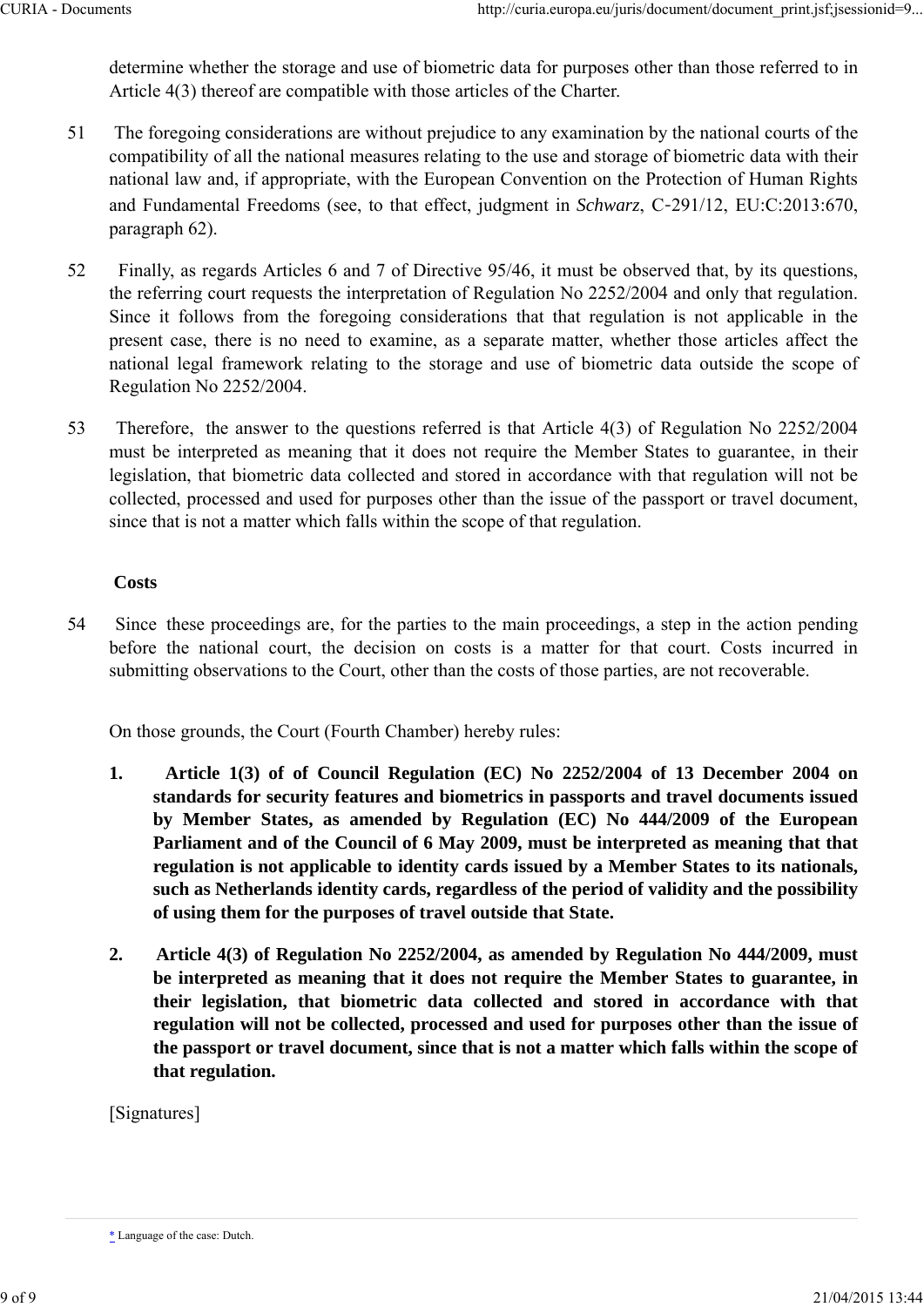determine whether the storage and use of biometric data for purposes other than those referred to in Article 4(3) thereof are compatible with those articles of the Charter.

51 The foregoing considerations are without prejudice to any examination by the national courts of the compatibility of all the national measures relating to the use and storage of biometric data with their national law and, if appropriate, with the European Convention on the Protection of Human Rights and Fundamental Freedoms (see, to that effect, judgment in *Schwarz*, C‑291/12, EU:C:2013:670, paragraph 62).

52 Finally, as regards Articles 6 and 7 of Directive 95/46, it must be observed that, by its questions, the referring court requests the interpretation of Regulation No 2252/2004 and only that regulation. Since it follows from the foregoing considerations that that regulation is not applicable in the present case, there is no need to examine, as a separate matter, whether those articles affect the national legal framework relating to the storage and use of biometric data outside the scope of Regulation No 2252/2004.

53 Therefore, the answer to the questions referred is that Article 4(3) of Regulation No 2252/2004 must be interpreted as meaning that it does not require the Member States to guarantee, in their legislation, that biometric data collected and stored in accordance with that regulation will not be collected, processed and used for purposes other than the issue of the passport or travel document, since that is not a matter which falls within the scope of that regulation.

**Costs**

54 Since these proceedings are, for the parties to the main proceedings, a step in the action pending before the national court, the decision on costs is a matter for that court. Costs incurred in submitting observations to the Court, other than the costs of those parties, are not recoverable.

On those grounds, the Court (Fourth Chamber) hereby rules:

1. **Article 1(3) of of Council Regulation (EC) No 2252/2004 of 13 December 2004 on standards for security features and biometrics in passports and travel documents issued by Member States, as amended by Regulation (EC) No 444/2009 of the European Parliament and of the Council of 6 May 2009, must be interpreted as meaning that that regulation is not applicable to identity cards issued by a Member States to its nationals, such as Netherlands identity cards, regardless of the period of validity and the possibility of using them for the purposes of travel outside that State.**

2. **Article 4(3) of Regulation No 2252/2004, as amended by Regulation No 444/2009, must be interpreted as meaning that it does not require the Member States to guarantee, in their legislation, that biometric data collected and stored in accordance with that regulation will not be collected, processed and used for purposes other than the issue of the passport or travel document, since that is not a matter which falls within the scope of that regulation.**

[Signatures]

---

* Language of the case: Dutch.